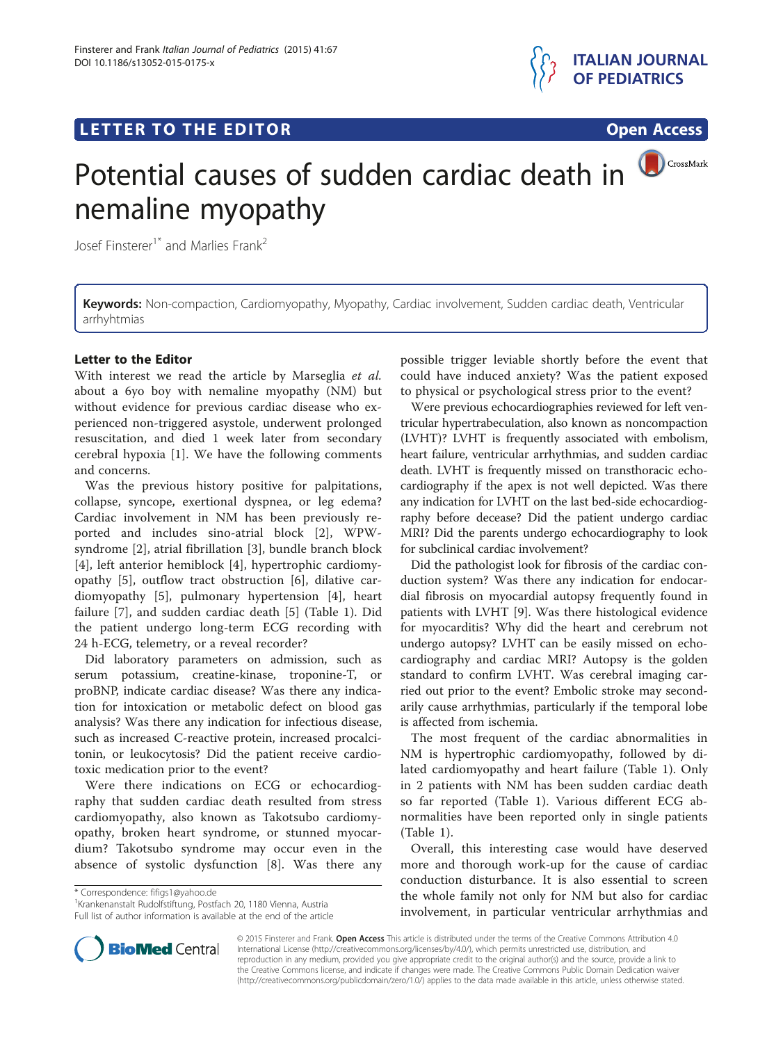LETTER TO THE EDITOR

Open Access

# Potential causes of sudden cardiac death in nemaline myopathy

Josef Finsterer[1*] and Marlies Frank[2]

**Keywords:** Non-compaction, Cardiomyopathy, Myopathy, Cardiac involvement, Sudden cardiac death, Ventricular arrhyhtmias

## Letter to the Editor

With interest we read the article by Marseglia *et al.* about a 6yo boy with nemaline myopathy (NM) but without evidence for previous cardiac disease who experienced non-triggered asystole, underwent prolonged resuscitation, and died 1 week later from secondary cerebral hypoxia [1]. We have the following comments and concerns.

Was the previous history positive for palpitations, collapse, syncope, exertional dyspnea, or leg edema? Cardiac involvement in NM has been previously reported and includes sino-atrial block [2], WPW-syndrome [2], atrial fibrillation [3], bundle branch block [4], left anterior hemiblock [4], hypertrophic cardiomyopathy [5], outflow tract obstruction [6], dilative cardiomyopathy [5], pulmonary hypertension [4], heart failure [7], and sudden cardiac death [5] (Table 1). Did the patient undergo long-term ECG recording with 24 h-ECG, telemetry, or a reveal recorder?

Did laboratory parameters on admission, such as serum potassium, creatine-kinase, troponine-T, or proBNP, indicate cardiac disease? Was there any indication for intoxication or metabolic defect on blood gas analysis? Was there any indication for infectious disease, such as increased C-reactive protein, increased procalcitonin, or leukocytosis? Did the patient receive cardiotoxic medication prior to the event?

Were there indications on ECG or echocardiography that sudden cardiac death resulted from stress cardiomyopathy, also known as Takotsubo cardiomyopathy, broken heart syndrome, or stunned myocardium? Takotsubo syndrome may occur even in the absence of systolic dysfunction [8]. Was there any possible trigger leviable shortly before the event that could have induced anxiety? Was the patient exposed to physical or psychological stress prior to the event?

Were previous echocardiographies reviewed for left ventricular hypertrabeculation, also known as noncompaction (LVHT)? LVHT is frequently associated with embolism, heart failure, ventricular arrhythmias, and sudden cardiac death. LVHT is frequently missed on transthoracic echocardiography if the apex is not well depicted. Was there any indication for LVHT on the last bed-side echocardiography before decease? Did the patient undergo cardiac MRI? Did the parents undergo echocardiography to look for subclinical cardiac involvement?

Did the pathologist look for fibrosis of the cardiac conduction system? Was there any indication for endocardial fibrosis on myocardial autopsy frequently found in patients with LVHT [9]. Was there histological evidence for myocarditis? Why did the heart and cerebrum not undergo autopsy? LVHT can be easily missed on echocardiography and cardiac MRI? Autopsy is the golden standard to confirm LVHT. Was cerebral imaging carried out prior to the event? Embolic stroke may secondarily cause arrhythmias, particularly if the temporal lobe is affected from ischemia.

The most frequent of the cardiac abnormalities in NM is hypertrophic cardiomyopathy, followed by dilated cardiomyopathy and heart failure (Table 1). Only in 2 patients with NM has been sudden cardiac death so far reported (Table 1). Various different ECG abnormalities have been reported only in single patients (Table 1).

Overall, this interesting case would have deserved more and thorough work-up for the cause of cardiac conduction disturbance. It is also essential to screen the whole family not only for NM but also for cardiac involvement, in particular ventricular arrhythmias and

* Correspondence: fifigs1@yahoo.de
[1]Krankenanstalt Rudolfstiftung, Postfach 20, 1180 Vienna, Austria
Full list of author information is available at the end of the article

© 2015 Finsterer and Frank. **Open Access** This article is distributed under the terms of the Creative Commons Attribution 4.0 International License (http://creativecommons.org/licenses/by/4.0/), which permits unrestricted use, distribution, and reproduction in any medium, provided you give appropriate credit to the original author(s) and the source, provide a link to the Creative Commons license, and indicate if changes were made. The Creative Commons Public Domain Dedication waiver (http://creativecommons.org/publicdomain/zero/1.0/) applies to the data made available in this article, unless otherwise stated.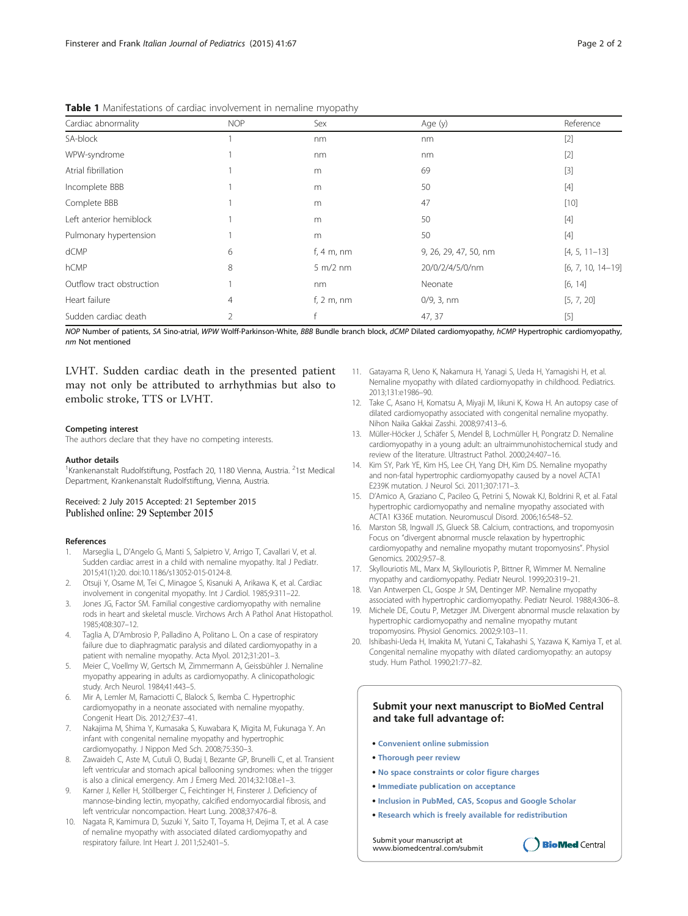**Table 1** Manifestations of cardiac involvement in nemaline myopathy

| Cardiac abnormality | NOP | Sex | Age (y) | Reference |
|---|---|---|---|---|
| SA-block | 1 | nm | nm | [2] |
| WPW-syndrome | 1 | nm | nm | [2] |
| Atrial fibrillation | 1 | m | 69 | [3] |
| Incomplete BBB | 1 | m | 50 | [4] |
| Complete BBB | 1 | m | 47 | [10] |
| Left anterior hemiblock | 1 | m | 50 | [4] |
| Pulmonary hypertension | 1 | m | 50 | [4] |
| dCMP | 6 | f, 4 m, nm | 9, 26, 29, 47, 50, nm | [4, 5, 11–13] |
| hCMP | 8 | 5 m/2 nm | 20/0/2/4/5/0/nm | [6, 7, 10, 14–19] |
| Outflow tract obstruction | 1 | nm | Neonate | [6, 14] |
| Heart failure | 4 | f, 2 m, nm | 0/9, 3, nm | [5, 7, 20] |
| Sudden cardiac death | 2 | f | 47, 37 | [5] |

*NOP* Number of patients, *SA* Sino-atrial, *WPW* Wolff-Parkinson-White, *BBB* Bundle branch block, *dCMP* Dilated cardiomyopathy, *hCMP* Hypertrophic cardiomyopathy, *nm* Not mentioned

LVHT. Sudden cardiac death in the presented patient may not only be attributed to arrhythmias but also to embolic stroke, TTS or LVHT.

#### Competing interest

The authors declare that they have no competing interests.

#### Author details

[1]Krankenanstalt Rudolfstiftung, Postfach 20, 1180 Vienna, Austria. [2]1st Medical Department, Krankenanstalt Rudolfstiftung, Vienna, Austria.

Received: 2 July 2015 Accepted: 21 September 2015
Published online: 29 September 2015

#### References

1. Marseglia L, D'Angelo G, Manti S, Salpietro V, Arrigo T, Cavallari V, et al. Sudden cardiac arrest in a child with nemaline myopathy. Ital J Pediatr. 2015;41(1):20. doi:10.1186/s13052-015-0124-8.
2. Otsuji Y, Osame M, Tei C, Minagoe S, Kisanuki A, Arikawa K, et al. Cardiac involvement in congenital myopathy. Int J Cardiol. 1985;9:311–22.
3. Jones JG, Factor SM. Familial congestive cardiomyopathy with nemaline rods in heart and skeletal muscle. Virchows Arch A Pathol Anat Histopathol. 1985;408:307–12.
4. Taglia A, D'Ambrosio P, Palladino A, Politano L. On a case of respiratory failure due to diaphragmatic paralysis and dilated cardiomyopathy in a patient with nemaline myopathy. Acta Myol. 2012;31:201–3.
5. Meier C, Voellmy W, Gertsch M, Zimmermann A, Geissbühler J. Nemaline myopathy appearing in adults as cardiomyopathy. A clinicopathologic study. Arch Neurol. 1984;41:443–5.
6. Mir A, Lemler M, Ramaciotti C, Blalock S, Ikemba C. Hypertrophic cardiomyopathy in a neonate associated with nemaline myopathy. Congenit Heart Dis. 2012;7:E37–41.
7. Nakajima M, Shima Y, Kumasaka S, Kuwabara K, Migita M, Fukunaga Y. An infant with congenital nemaline myopathy and hypertrophic cardiomyopathy. J Nippon Med Sch. 2008;75:350–3.
8. Zawaideh C, Aste M, Cutuli O, Budaj I, Bezante GP, Brunelli C, et al. Transient left ventricular and stomach apical ballooning syndromes: when the trigger is also a clinical emergency. Am J Emerg Med. 2014;32:108.e1–3.
9. Karner J, Keller H, Stöllberger C, Feichtinger H, Finsterer J. Deficiency of mannose-binding lectin, myopathy, calcified endomyocardial fibrosis, and left ventricular noncompaction. Heart Lung. 2008;37:476–8.
10. Nagata R, Kamimura D, Suzuki Y, Saito T, Toyama H, Dejima T, et al. A case of nemaline myopathy with associated dilated cardiomyopathy and respiratory failure. Int Heart J. 2011;52:401–5.
11. Gatayama R, Ueno K, Nakamura H, Yanagi S, Ueda H, Yamagishi H, et al. Nemaline myopathy with dilated cardiomyopathy in childhood. Pediatrics. 2013;131:e1986–90.
12. Take C, Asano H, Komatsu A, Miyaji M, Iikuni K, Kowa H. An autopsy case of dilated cardiomyopathy associated with congenital nemaline myopathy. Nihon Naika Gakkai Zasshi. 2008;97:413–6.
13. Müller-Höcker J, Schäfer S, Mendel B, Lochmüller H, Pongratz D. Nemaline cardiomyopathy in a young adult: an ultraimmunohistochemical study and review of the literature. Ultrastruct Pathol. 2000;24:407–16.
14. Kim SY, Park YE, Kim HS, Lee CH, Yang DH, Kim DS. Nemaline myopathy and non-fatal hypertrophic cardiomyopathy caused by a novel ACTA1 E239K mutation. J Neurol Sci. 2011;307:171–3.
15. D'Amico A, Graziano C, Pacileo G, Petrini S, Nowak KJ, Boldrini R, et al. Fatal hypertrophic cardiomyopathy and nemaline myopathy associated with ACTA1 K336E mutation. Neuromuscul Disord. 2006;16:548–52.
16. Marston SB, Ingwall JS, Glueck SB. Calcium, contractions, and tropomyosin Focus on "divergent abnormal muscle relaxation by hypertrophic cardiomyopathy and nemaline myopathy mutant tropomyosins". Physiol Genomics. 2002;9:57–8.
17. Skyllouriotis ML, Marx M, Skyllouriotis P, Bittner R, Wimmer M. Nemaline myopathy and cardiomyopathy. Pediatr Neurol. 1999;20:319–21.
18. Van Antwerpen CL, Gospe Jr SM, Dentinger MP. Nemaline myopathy associated with hypertrophic cardiomyopathy. Pediatr Neurol. 1988;4:306–8.
19. Michele DE, Coutu P, Metzger JM. Divergent abnormal muscle relaxation by hypertrophic cardiomyopathy and nemaline myopathy mutant tropomyosins. Physiol Genomics. 2002;9:103–11.
20. Ishibashi-Ueda H, Imakita M, Yutani C, Takahashi S, Yazawa K, Kamiya T, et al. Congenital nemaline myopathy with dilated cardiomyopathy: an autopsy study. Hum Pathol. 1990;21:77–82.

**Submit your next manuscript to BioMed Central and take full advantage of:**

- **Convenient online submission**
- **Thorough peer review**
- **No space constraints or color figure charges**
- **Immediate publication on acceptance**
- **Inclusion in PubMed, CAS, Scopus and Google Scholar**
- **Research which is freely available for redistribution**

Submit your manuscript at
www.biomedcentral.com/submit

BioMed Central